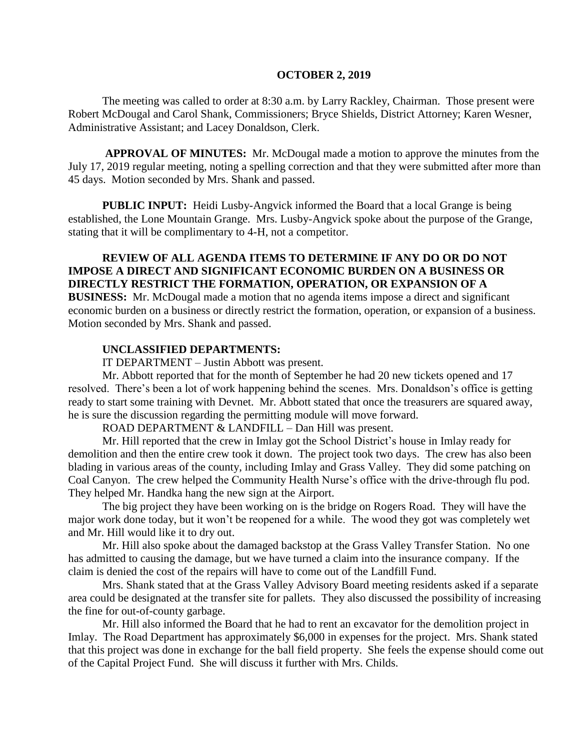**OCTOBER 2, 2019**

The meeting was called to order at 8:30 a.m. by Larry Rackley, Chairman. Those present were Robert McDougal and Carol Shank, Commissioners; Bryce Shields, District Attorney; Karen Wesner, Administrative Assistant; and Lacey Donaldson, Clerk.

**APPROVAL OF MINUTES:** Mr. McDougal made a motion to approve the minutes from the July 17, 2019 regular meeting, noting a spelling correction and that they were submitted after more than 45 days. Motion seconded by Mrs. Shank and passed.

**PUBLIC INPUT:** Heidi Lusby-Angvick informed the Board that a local Grange is being established, the Lone Mountain Grange. Mrs. Lusby-Angvick spoke about the purpose of the Grange, stating that it will be complimentary to 4-H, not a competitor.

**REVIEW OF ALL AGENDA ITEMS TO DETERMINE IF ANY DO OR DO NOT IMPOSE A DIRECT AND SIGNIFICANT ECONOMIC BURDEN ON A BUSINESS OR DIRECTLY RESTRICT THE FORMATION, OPERATION, OR EXPANSION OF A BUSINESS:** Mr. McDougal made a motion that no agenda items impose a direct and significant economic burden on a business or directly restrict the formation, operation, or expansion of a business. Motion seconded by Mrs. Shank and passed.

**UNCLASSIFIED DEPARTMENTS:**

IT DEPARTMENT – Justin Abbott was present.

Mr. Abbott reported that for the month of September he had 20 new tickets opened and 17 resolved. There's been a lot of work happening behind the scenes. Mrs. Donaldson's office is getting ready to start some training with Devnet. Mr. Abbott stated that once the treasurers are squared away, he is sure the discussion regarding the permitting module will move forward.

ROAD DEPARTMENT & LANDFILL – Dan Hill was present.

Mr. Hill reported that the crew in Imlay got the School District's house in Imlay ready for demolition and then the entire crew took it down. The project took two days. The crew has also been blading in various areas of the county, including Imlay and Grass Valley. They did some patching on Coal Canyon. The crew helped the Community Health Nurse's office with the drive-through flu pod. They helped Mr. Handka hang the new sign at the Airport.

The big project they have been working on is the bridge on Rogers Road. They will have the major work done today, but it won't be reopened for a while. The wood they got was completely wet and Mr. Hill would like it to dry out.

Mr. Hill also spoke about the damaged backstop at the Grass Valley Transfer Station. No one has admitted to causing the damage, but we have turned a claim into the insurance company. If the claim is denied the cost of the repairs will have to come out of the Landfill Fund.

Mrs. Shank stated that at the Grass Valley Advisory Board meeting residents asked if a separate area could be designated at the transfer site for pallets. They also discussed the possibility of increasing the fine for out-of-county garbage.

Mr. Hill also informed the Board that he had to rent an excavator for the demolition project in Imlay. The Road Department has approximately $6,000 in expenses for the project. Mrs. Shank stated that this project was done in exchange for the ball field property. She feels the expense should come out of the Capital Project Fund. She will discuss it further with Mrs. Childs.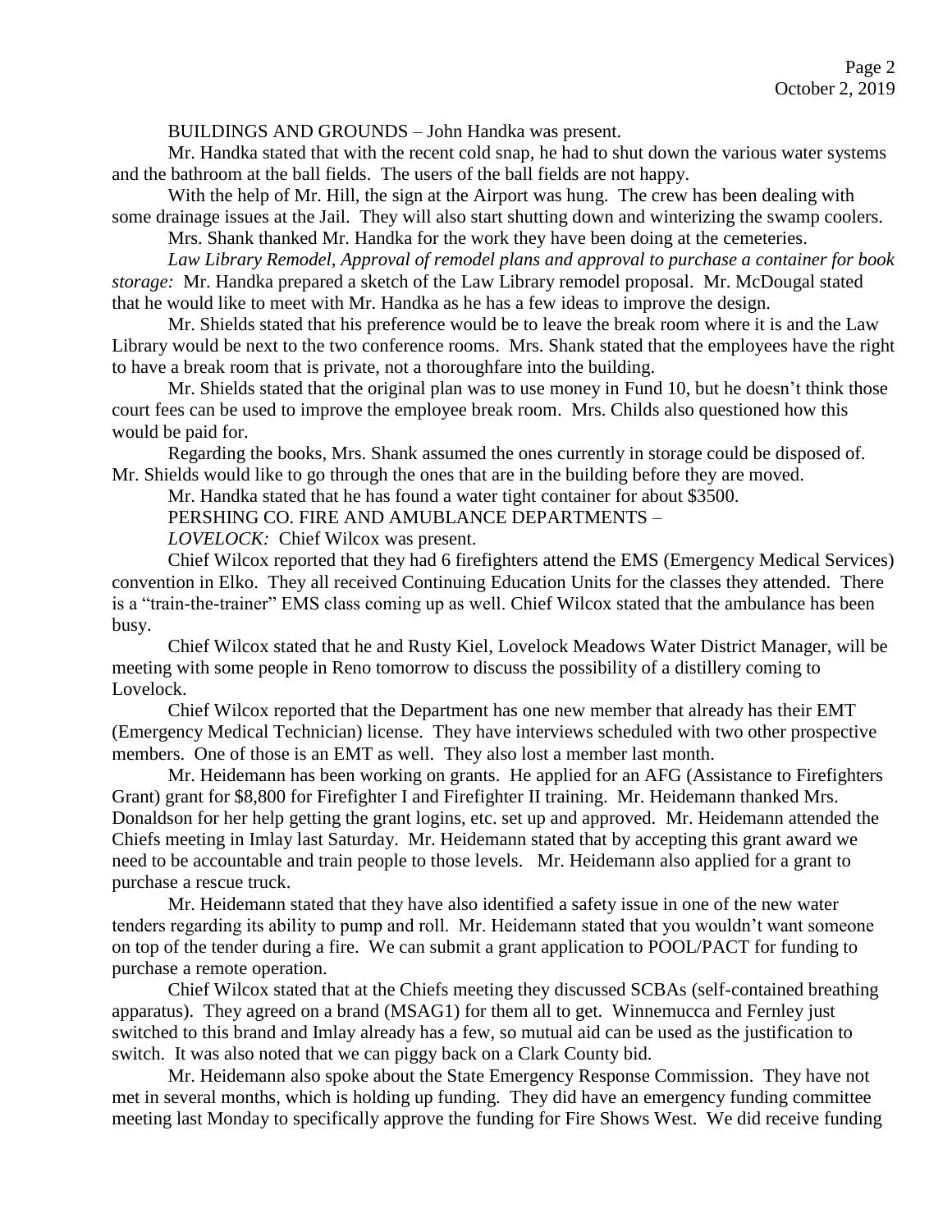BUILDINGS AND GROUNDS – John Handka was present.

Mr. Handka stated that with the recent cold snap, he had to shut down the various water systems and the bathroom at the ball fields. The users of the ball fields are not happy.

With the help of Mr. Hill, the sign at the Airport was hung. The crew has been dealing with some drainage issues at the Jail. They will also start shutting down and winterizing the swamp coolers.

Mrs. Shank thanked Mr. Handka for the work they have been doing at the cemeteries.

*Law Library Remodel, Approval of remodel plans and approval to purchase a container for book storage:* Mr. Handka prepared a sketch of the Law Library remodel proposal. Mr. McDougal stated that he would like to meet with Mr. Handka as he has a few ideas to improve the design.

Mr. Shields stated that his preference would be to leave the break room where it is and the Law Library would be next to the two conference rooms. Mrs. Shank stated that the employees have the right to have a break room that is private, not a thoroughfare into the building.

Mr. Shields stated that the original plan was to use money in Fund 10, but he doesn't think those court fees can be used to improve the employee break room. Mrs. Childs also questioned how this would be paid for.

Regarding the books, Mrs. Shank assumed the ones currently in storage could be disposed of. Mr. Shields would like to go through the ones that are in the building before they are moved.

Mr. Handka stated that he has found a water tight container for about $3500.

PERSHING CO. FIRE AND AMUBLANCE DEPARTMENTS –

*LOVELOCK:* Chief Wilcox was present.

Chief Wilcox reported that they had 6 firefighters attend the EMS (Emergency Medical Services) convention in Elko. They all received Continuing Education Units for the classes they attended. There is a "train-the-trainer" EMS class coming up as well. Chief Wilcox stated that the ambulance has been busy.

Chief Wilcox stated that he and Rusty Kiel, Lovelock Meadows Water District Manager, will be meeting with some people in Reno tomorrow to discuss the possibility of a distillery coming to Lovelock.

Chief Wilcox reported that the Department has one new member that already has their EMT (Emergency Medical Technician) license. They have interviews scheduled with two other prospective members. One of those is an EMT as well. They also lost a member last month.

Mr. Heidemann has been working on grants. He applied for an AFG (Assistance to Firefighters Grant) grant for $8,800 for Firefighter I and Firefighter II training. Mr. Heidemann thanked Mrs. Donaldson for her help getting the grant logins, etc. set up and approved. Mr. Heidemann attended the Chiefs meeting in Imlay last Saturday. Mr. Heidemann stated that by accepting this grant award we need to be accountable and train people to those levels. Mr. Heidemann also applied for a grant to purchase a rescue truck.

Mr. Heidemann stated that they have also identified a safety issue in one of the new water tenders regarding its ability to pump and roll. Mr. Heidemann stated that you wouldn't want someone on top of the tender during a fire. We can submit a grant application to POOL/PACT for funding to purchase a remote operation.

Chief Wilcox stated that at the Chiefs meeting they discussed SCBAs (self-contained breathing apparatus). They agreed on a brand (MSAG1) for them all to get. Winnemucca and Fernley just switched to this brand and Imlay already has a few, so mutual aid can be used as the justification to switch. It was also noted that we can piggy back on a Clark County bid.

Mr. Heidemann also spoke about the State Emergency Response Commission. They have not met in several months, which is holding up funding. They did have an emergency funding committee meeting last Monday to specifically approve the funding for Fire Shows West. We did receive funding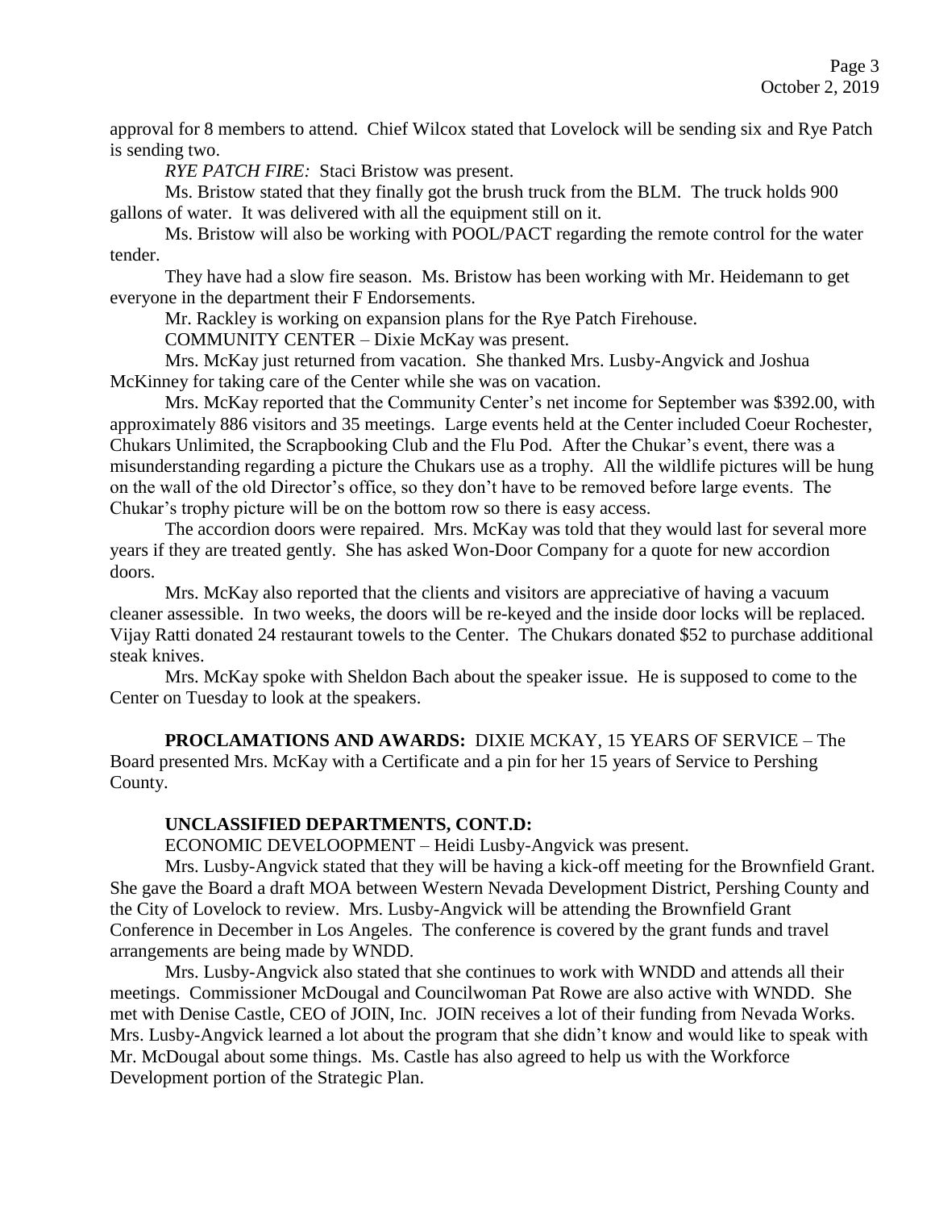approval for 8 members to attend. Chief Wilcox stated that Lovelock will be sending six and Rye Patch is sending two.

*RYE PATCH FIRE:* Staci Bristow was present.

Ms. Bristow stated that they finally got the brush truck from the BLM. The truck holds 900 gallons of water. It was delivered with all the equipment still on it.

Ms. Bristow will also be working with POOL/PACT regarding the remote control for the water tender.

They have had a slow fire season. Ms. Bristow has been working with Mr. Heidemann to get everyone in the department their F Endorsements.

Mr. Rackley is working on expansion plans for the Rye Patch Firehouse.

COMMUNITY CENTER – Dixie McKay was present.

Mrs. McKay just returned from vacation. She thanked Mrs. Lusby-Angvick and Joshua McKinney for taking care of the Center while she was on vacation.

Mrs. McKay reported that the Community Center's net income for September was $392.00, with approximately 886 visitors and 35 meetings. Large events held at the Center included Coeur Rochester, Chukars Unlimited, the Scrapbooking Club and the Flu Pod. After the Chukar's event, there was a misunderstanding regarding a picture the Chukars use as a trophy. All the wildlife pictures will be hung on the wall of the old Director's office, so they don't have to be removed before large events. The Chukar's trophy picture will be on the bottom row so there is easy access.

The accordion doors were repaired. Mrs. McKay was told that they would last for several more years if they are treated gently. She has asked Won-Door Company for a quote for new accordion doors.

Mrs. McKay also reported that the clients and visitors are appreciative of having a vacuum cleaner assessible. In two weeks, the doors will be re-keyed and the inside door locks will be replaced. Vijay Ratti donated 24 restaurant towels to the Center. The Chukars donated $52 to purchase additional steak knives.

Mrs. McKay spoke with Sheldon Bach about the speaker issue. He is supposed to come to the Center on Tuesday to look at the speakers.

**PROCLAMATIONS AND AWARDS:** DIXIE MCKAY, 15 YEARS OF SERVICE – The Board presented Mrs. McKay with a Certificate and a pin for her 15 years of Service to Pershing County.

**UNCLASSIFIED DEPARTMENTS, CONT.D:**

ECONOMIC DEVELOOPMENT – Heidi Lusby-Angvick was present.

Mrs. Lusby-Angvick stated that they will be having a kick-off meeting for the Brownfield Grant. She gave the Board a draft MOA between Western Nevada Development District, Pershing County and the City of Lovelock to review. Mrs. Lusby-Angvick will be attending the Brownfield Grant Conference in December in Los Angeles. The conference is covered by the grant funds and travel arrangements are being made by WNDD.

Mrs. Lusby-Angvick also stated that she continues to work with WNDD and attends all their meetings. Commissioner McDougal and Councilwoman Pat Rowe are also active with WNDD. She met with Denise Castle, CEO of JOIN, Inc. JOIN receives a lot of their funding from Nevada Works. Mrs. Lusby-Angvick learned a lot about the program that she didn't know and would like to speak with Mr. McDougal about some things. Ms. Castle has also agreed to help us with the Workforce Development portion of the Strategic Plan.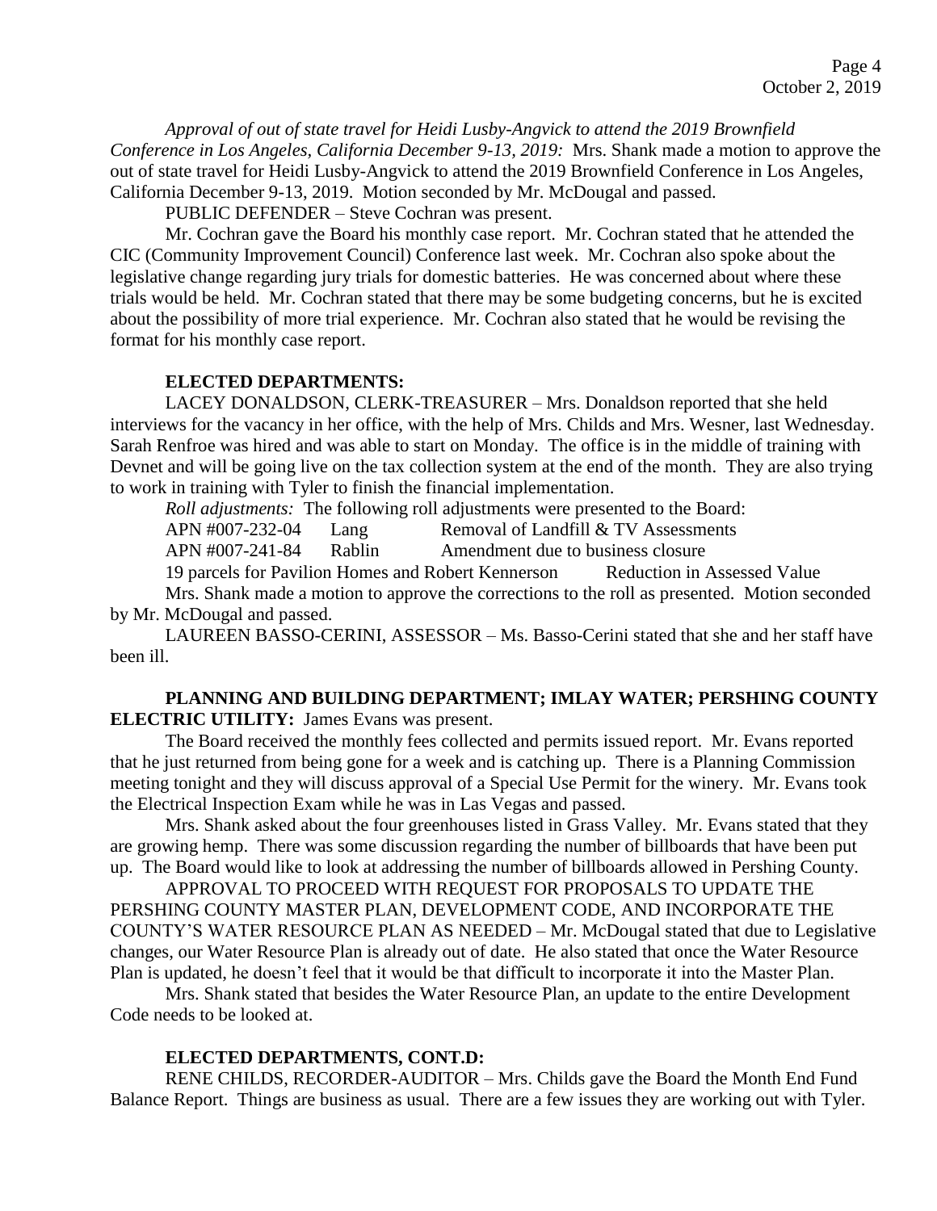*Approval of out of state travel for Heidi Lusby-Angvick to attend the 2019 Brownfield Conference in Los Angeles, California December 9-13, 2019:* Mrs. Shank made a motion to approve the out of state travel for Heidi Lusby-Angvick to attend the 2019 Brownfield Conference in Los Angeles, California December 9-13, 2019. Motion seconded by Mr. McDougal and passed.

PUBLIC DEFENDER – Steve Cochran was present.

Mr. Cochran gave the Board his monthly case report. Mr. Cochran stated that he attended the CIC (Community Improvement Council) Conference last week. Mr. Cochran also spoke about the legislative change regarding jury trials for domestic batteries. He was concerned about where these trials would be held. Mr. Cochran stated that there may be some budgeting concerns, but he is excited about the possibility of more trial experience. Mr. Cochran also stated that he would be revising the format for his monthly case report.

**ELECTED DEPARTMENTS:**

LACEY DONALDSON, CLERK-TREASURER – Mrs. Donaldson reported that she held interviews for the vacancy in her office, with the help of Mrs. Childs and Mrs. Wesner, last Wednesday. Sarah Renfroe was hired and was able to start on Monday. The office is in the middle of training with Devnet and will be going live on the tax collection system at the end of the month. They are also trying to work in training with Tyler to finish the financial implementation.

*Roll adjustments:* The following roll adjustments were presented to the Board:

| | | |
|---|---|---|
| APN #007-232-04 | Lang | Removal of Landfill & TV Assessments |
| APN #007-241-84 | Rablin | Amendment due to business closure |
| 19 parcels for Pavilion Homes and Robert Kennerson | | Reduction in Assessed Value |

Mrs. Shank made a motion to approve the corrections to the roll as presented. Motion seconded by Mr. McDougal and passed.

LAUREEN BASSO-CERINI, ASSESSOR – Ms. Basso-Cerini stated that she and her staff have been ill.

**PLANNING AND BUILDING DEPARTMENT; IMLAY WATER; PERSHING COUNTY ELECTRIC UTILITY:** James Evans was present.

The Board received the monthly fees collected and permits issued report. Mr. Evans reported that he just returned from being gone for a week and is catching up. There is a Planning Commission meeting tonight and they will discuss approval of a Special Use Permit for the winery. Mr. Evans took the Electrical Inspection Exam while he was in Las Vegas and passed.

Mrs. Shank asked about the four greenhouses listed in Grass Valley. Mr. Evans stated that they are growing hemp. There was some discussion regarding the number of billboards that have been put up. The Board would like to look at addressing the number of billboards allowed in Pershing County.

APPROVAL TO PROCEED WITH REQUEST FOR PROPOSALS TO UPDATE THE PERSHING COUNTY MASTER PLAN, DEVELOPMENT CODE, AND INCORPORATE THE COUNTY'S WATER RESOURCE PLAN AS NEEDED – Mr. McDougal stated that due to Legislative changes, our Water Resource Plan is already out of date. He also stated that once the Water Resource Plan is updated, he doesn't feel that it would be that difficult to incorporate it into the Master Plan.

Mrs. Shank stated that besides the Water Resource Plan, an update to the entire Development Code needs to be looked at.

**ELECTED DEPARTMENTS, CONT.D:**

RENE CHILDS, RECORDER-AUDITOR – Mrs. Childs gave the Board the Month End Fund Balance Report. Things are business as usual. There are a few issues they are working out with Tyler.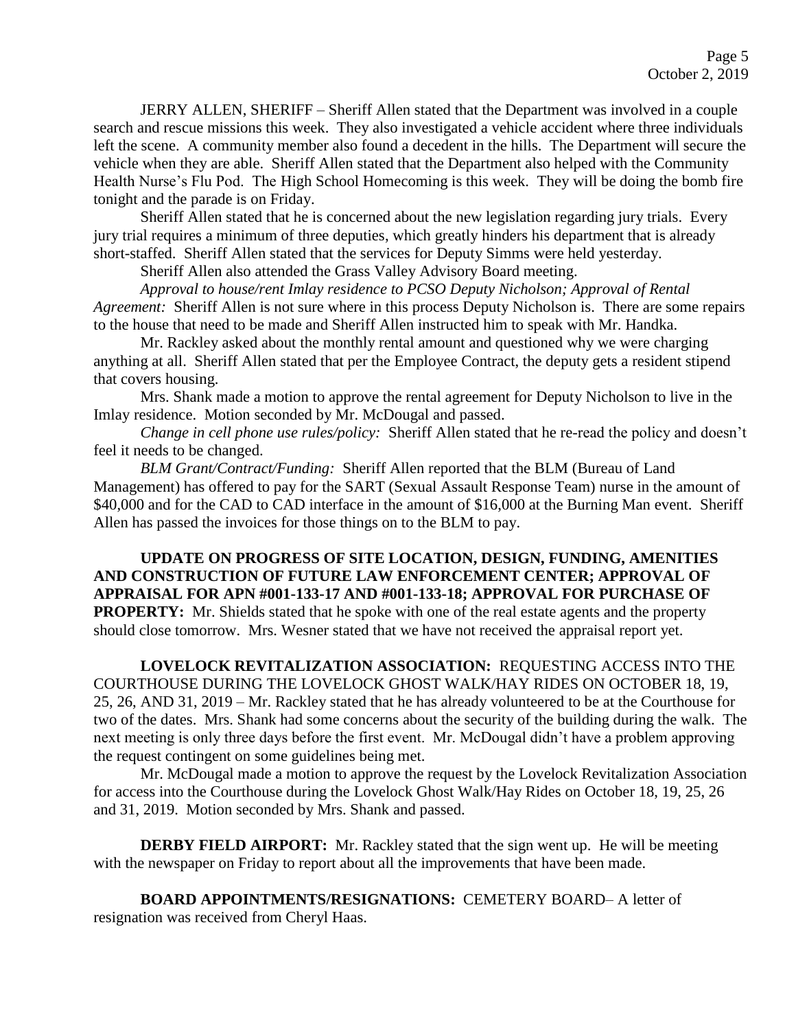JERRY ALLEN, SHERIFF – Sheriff Allen stated that the Department was involved in a couple search and rescue missions this week. They also investigated a vehicle accident where three individuals left the scene. A community member also found a decedent in the hills. The Department will secure the vehicle when they are able. Sheriff Allen stated that the Department also helped with the Community Health Nurse's Flu Pod. The High School Homecoming is this week. They will be doing the bomb fire tonight and the parade is on Friday.

Sheriff Allen stated that he is concerned about the new legislation regarding jury trials. Every jury trial requires a minimum of three deputies, which greatly hinders his department that is already short-staffed. Sheriff Allen stated that the services for Deputy Simms were held yesterday.

Sheriff Allen also attended the Grass Valley Advisory Board meeting.

*Approval to house/rent Imlay residence to PCSO Deputy Nicholson; Approval of Rental Agreement:* Sheriff Allen is not sure where in this process Deputy Nicholson is. There are some repairs to the house that need to be made and Sheriff Allen instructed him to speak with Mr. Handka.

Mr. Rackley asked about the monthly rental amount and questioned why we were charging anything at all. Sheriff Allen stated that per the Employee Contract, the deputy gets a resident stipend that covers housing.

Mrs. Shank made a motion to approve the rental agreement for Deputy Nicholson to live in the Imlay residence. Motion seconded by Mr. McDougal and passed.

*Change in cell phone use rules/policy:* Sheriff Allen stated that he re-read the policy and doesn't feel it needs to be changed.

*BLM Grant/Contract/Funding:* Sheriff Allen reported that the BLM (Bureau of Land Management) has offered to pay for the SART (Sexual Assault Response Team) nurse in the amount of $40,000 and for the CAD to CAD interface in the amount of $16,000 at the Burning Man event. Sheriff Allen has passed the invoices for those things on to the BLM to pay.

**UPDATE ON PROGRESS OF SITE LOCATION, DESIGN, FUNDING, AMENITIES AND CONSTRUCTION OF FUTURE LAW ENFORCEMENT CENTER; APPROVAL OF APPRAISAL FOR APN #001-133-17 AND #001-133-18; APPROVAL FOR PURCHASE OF PROPERTY:** Mr. Shields stated that he spoke with one of the real estate agents and the property should close tomorrow. Mrs. Wesner stated that we have not received the appraisal report yet.

**LOVELOCK REVITALIZATION ASSOCIATION:** REQUESTING ACCESS INTO THE COURTHOUSE DURING THE LOVELOCK GHOST WALK/HAY RIDES ON OCTOBER 18, 19, 25, 26, AND 31, 2019 – Mr. Rackley stated that he has already volunteered to be at the Courthouse for two of the dates. Mrs. Shank had some concerns about the security of the building during the walk. The next meeting is only three days before the first event. Mr. McDougal didn't have a problem approving the request contingent on some guidelines being met.

Mr. McDougal made a motion to approve the request by the Lovelock Revitalization Association for access into the Courthouse during the Lovelock Ghost Walk/Hay Rides on October 18, 19, 25, 26 and 31, 2019. Motion seconded by Mrs. Shank and passed.

**DERBY FIELD AIRPORT:** Mr. Rackley stated that the sign went up. He will be meeting with the newspaper on Friday to report about all the improvements that have been made.

**BOARD APPOINTMENTS/RESIGNATIONS:** CEMETERY BOARD– A letter of resignation was received from Cheryl Haas.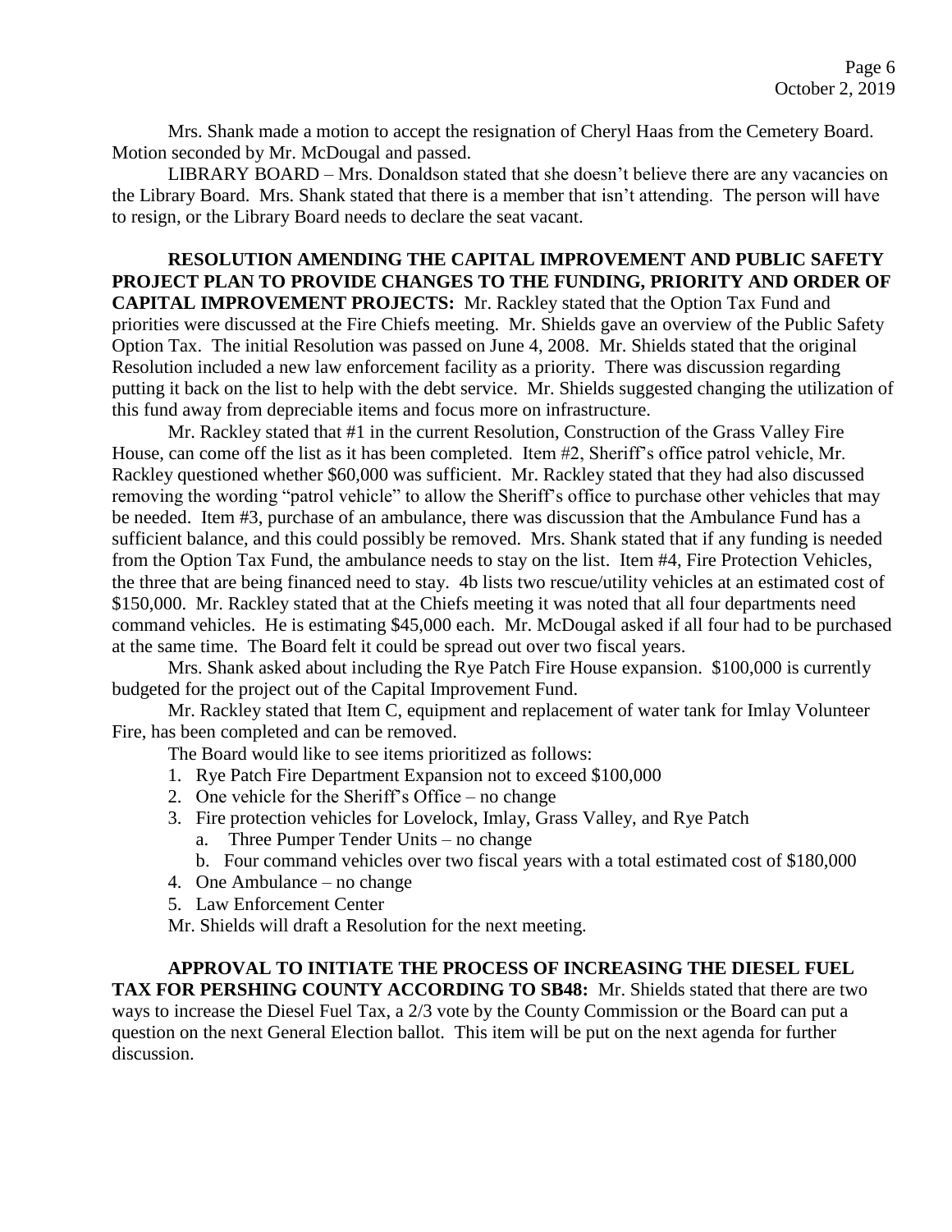Mrs. Shank made a motion to accept the resignation of Cheryl Haas from the Cemetery Board. Motion seconded by Mr. McDougal and passed.

LIBRARY BOARD – Mrs. Donaldson stated that she doesn't believe there are any vacancies on the Library Board. Mrs. Shank stated that there is a member that isn't attending. The person will have to resign, or the Library Board needs to declare the seat vacant.

**RESOLUTION AMENDING THE CAPITAL IMPROVEMENT AND PUBLIC SAFETY PROJECT PLAN TO PROVIDE CHANGES TO THE FUNDING, PRIORITY AND ORDER OF CAPITAL IMPROVEMENT PROJECTS:** Mr. Rackley stated that the Option Tax Fund and priorities were discussed at the Fire Chiefs meeting. Mr. Shields gave an overview of the Public Safety Option Tax. The initial Resolution was passed on June 4, 2008. Mr. Shields stated that the original Resolution included a new law enforcement facility as a priority. There was discussion regarding putting it back on the list to help with the debt service. Mr. Shields suggested changing the utilization of this fund away from depreciable items and focus more on infrastructure.

Mr. Rackley stated that #1 in the current Resolution, Construction of the Grass Valley Fire House, can come off the list as it has been completed. Item #2, Sheriff's office patrol vehicle, Mr. Rackley questioned whether $60,000 was sufficient. Mr. Rackley stated that they had also discussed removing the wording "patrol vehicle" to allow the Sheriff's office to purchase other vehicles that may be needed. Item #3, purchase of an ambulance, there was discussion that the Ambulance Fund has a sufficient balance, and this could possibly be removed. Mrs. Shank stated that if any funding is needed from the Option Tax Fund, the ambulance needs to stay on the list. Item #4, Fire Protection Vehicles, the three that are being financed need to stay. 4b lists two rescue/utility vehicles at an estimated cost of $150,000. Mr. Rackley stated that at the Chiefs meeting it was noted that all four departments need command vehicles. He is estimating $45,000 each. Mr. McDougal asked if all four had to be purchased at the same time. The Board felt it could be spread out over two fiscal years.

Mrs. Shank asked about including the Rye Patch Fire House expansion. $100,000 is currently budgeted for the project out of the Capital Improvement Fund.

Mr. Rackley stated that Item C, equipment and replacement of water tank for Imlay Volunteer Fire, has been completed and can be removed.

The Board would like to see items prioritized as follows:

1. Rye Patch Fire Department Expansion not to exceed $100,000
2. One vehicle for the Sheriff's Office – no change
3. Fire protection vehicles for Lovelock, Imlay, Grass Valley, and Rye Patch
   a. Three Pumper Tender Units – no change
   b. Four command vehicles over two fiscal years with a total estimated cost of $180,000
4. One Ambulance – no change
5. Law Enforcement Center

Mr. Shields will draft a Resolution for the next meeting.

**APPROVAL TO INITIATE THE PROCESS OF INCREASING THE DIESEL FUEL TAX FOR PERSHING COUNTY ACCORDING TO SB48:** Mr. Shields stated that there are two ways to increase the Diesel Fuel Tax, a 2/3 vote by the County Commission or the Board can put a question on the next General Election ballot. This item will be put on the next agenda for further discussion.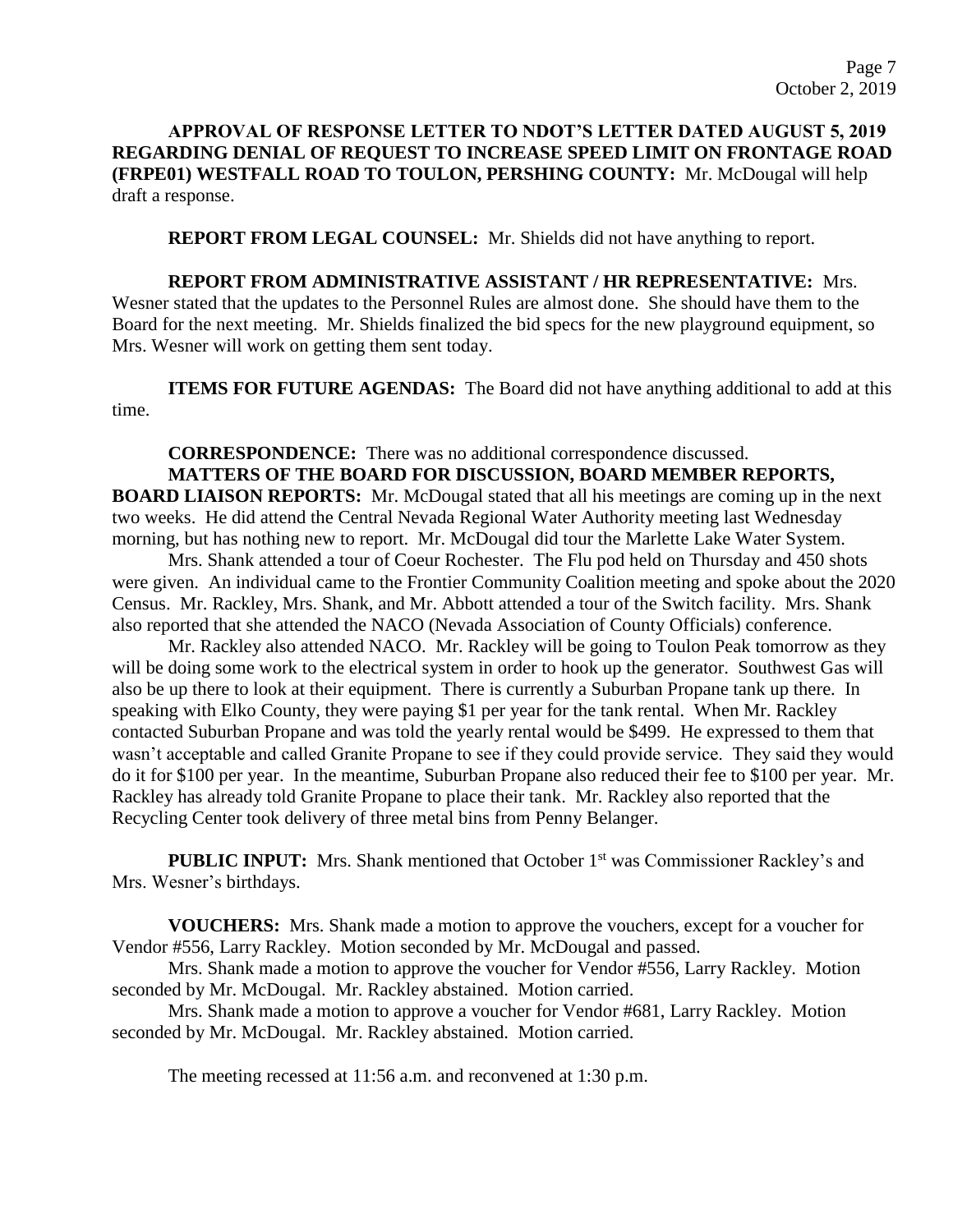**APPROVAL OF RESPONSE LETTER TO NDOT'S LETTER DATED AUGUST 5, 2019 REGARDING DENIAL OF REQUEST TO INCREASE SPEED LIMIT ON FRONTAGE ROAD (FRPE01) WESTFALL ROAD TO TOULON, PERSHING COUNTY:** Mr. McDougal will help draft a response.

**REPORT FROM LEGAL COUNSEL:** Mr. Shields did not have anything to report.

**REPORT FROM ADMINISTRATIVE ASSISTANT / HR REPRESENTATIVE:** Mrs. Wesner stated that the updates to the Personnel Rules are almost done. She should have them to the Board for the next meeting. Mr. Shields finalized the bid specs for the new playground equipment, so Mrs. Wesner will work on getting them sent today.

**ITEMS FOR FUTURE AGENDAS:** The Board did not have anything additional to add at this time.

**CORRESPONDENCE:** There was no additional correspondence discussed.

**MATTERS OF THE BOARD FOR DISCUSSION, BOARD MEMBER REPORTS, BOARD LIAISON REPORTS:** Mr. McDougal stated that all his meetings are coming up in the next two weeks. He did attend the Central Nevada Regional Water Authority meeting last Wednesday morning, but has nothing new to report. Mr. McDougal did tour the Marlette Lake Water System.

Mrs. Shank attended a tour of Coeur Rochester. The Flu pod held on Thursday and 450 shots were given. An individual came to the Frontier Community Coalition meeting and spoke about the 2020 Census. Mr. Rackley, Mrs. Shank, and Mr. Abbott attended a tour of the Switch facility. Mrs. Shank also reported that she attended the NACO (Nevada Association of County Officials) conference.

Mr. Rackley also attended NACO. Mr. Rackley will be going to Toulon Peak tomorrow as they will be doing some work to the electrical system in order to hook up the generator. Southwest Gas will also be up there to look at their equipment. There is currently a Suburban Propane tank up there. In speaking with Elko County, they were paying $1 per year for the tank rental. When Mr. Rackley contacted Suburban Propane and was told the yearly rental would be $499. He expressed to them that wasn't acceptable and called Granite Propane to see if they could provide service. They said they would do it for $100 per year. In the meantime, Suburban Propane also reduced their fee to $100 per year. Mr. Rackley has already told Granite Propane to place their tank. Mr. Rackley also reported that the Recycling Center took delivery of three metal bins from Penny Belanger.

**PUBLIC INPUT:** Mrs. Shank mentioned that October 1st was Commissioner Rackley's and Mrs. Wesner's birthdays.

**VOUCHERS:** Mrs. Shank made a motion to approve the vouchers, except for a voucher for Vendor #556, Larry Rackley. Motion seconded by Mr. McDougal and passed.

Mrs. Shank made a motion to approve the voucher for Vendor #556, Larry Rackley. Motion seconded by Mr. McDougal. Mr. Rackley abstained. Motion carried.

Mrs. Shank made a motion to approve a voucher for Vendor #681, Larry Rackley. Motion seconded by Mr. McDougal. Mr. Rackley abstained. Motion carried.

The meeting recessed at 11:56 a.m. and reconvened at 1:30 p.m.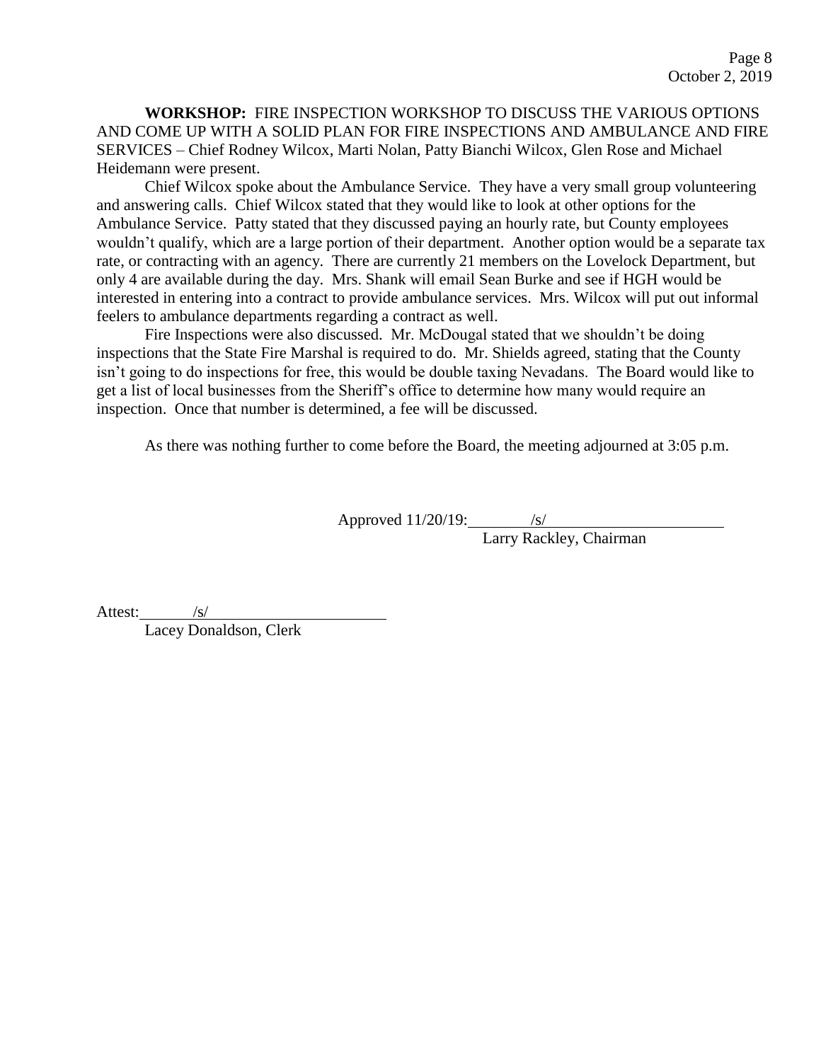**WORKSHOP:** FIRE INSPECTION WORKSHOP TO DISCUSS THE VARIOUS OPTIONS AND COME UP WITH A SOLID PLAN FOR FIRE INSPECTIONS AND AMBULANCE AND FIRE SERVICES – Chief Rodney Wilcox, Marti Nolan, Patty Bianchi Wilcox, Glen Rose and Michael Heidemann were present.

Chief Wilcox spoke about the Ambulance Service. They have a very small group volunteering and answering calls. Chief Wilcox stated that they would like to look at other options for the Ambulance Service. Patty stated that they discussed paying an hourly rate, but County employees wouldn't qualify, which are a large portion of their department. Another option would be a separate tax rate, or contracting with an agency. There are currently 21 members on the Lovelock Department, but only 4 are available during the day. Mrs. Shank will email Sean Burke and see if HGH would be interested in entering into a contract to provide ambulance services. Mrs. Wilcox will put out informal feelers to ambulance departments regarding a contract as well.

Fire Inspections were also discussed. Mr. McDougal stated that we shouldn't be doing inspections that the State Fire Marshal is required to do. Mr. Shields agreed, stating that the County isn't going to do inspections for free, this would be double taxing Nevadans. The Board would like to get a list of local businesses from the Sheriff's office to determine how many would require an inspection. Once that number is determined, a fee will be discussed.

As there was nothing further to come before the Board, the meeting adjourned at 3:05 p.m.

Approved 11/20/19: /s/
Larry Rackley, Chairman

Attest: /s/
Lacey Donaldson, Clerk